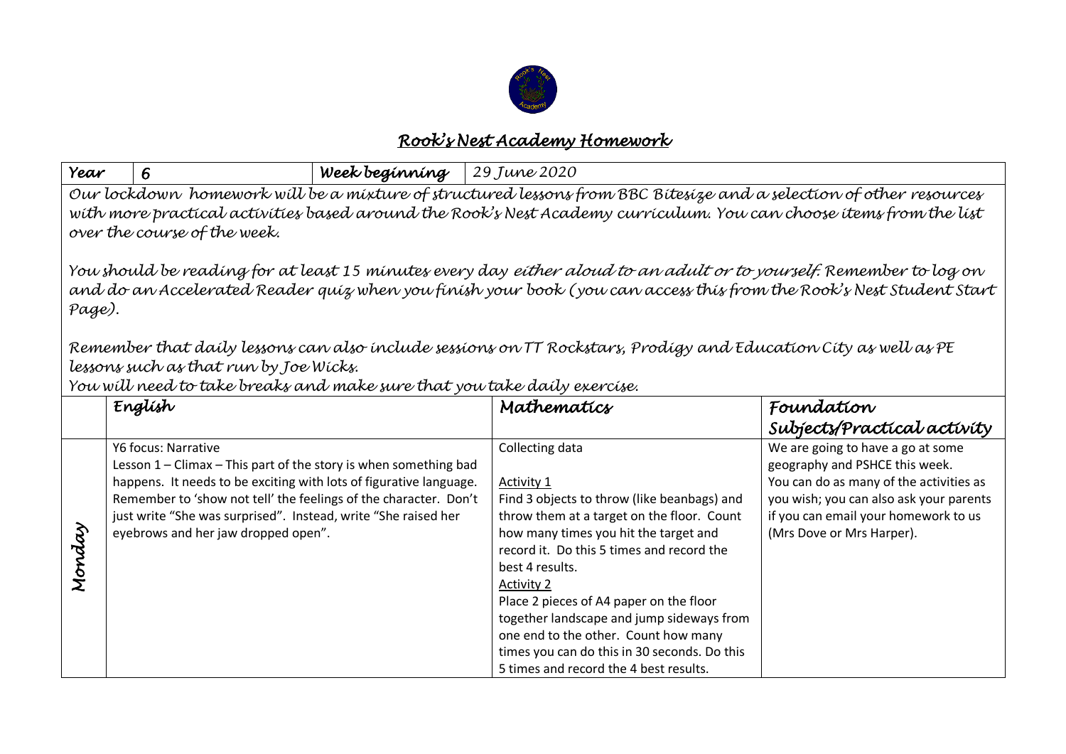# *Rook's Nest Academy Homework*

| *Year* | *6* | *Week beginning* | *29 June 2020* |
| --- | --- | --- | --- |

*Our lockdown homework will be a mixture of structured lessons from BBC Bitesize and a selection of other resources with more practical activities based around the Rook's Nest Academy curriculum. You can choose items from the list over the course of the week.*

*You should be reading for at least 15 minutes every day either aloud to an adult or to yourself. Remember to log on and do an Accelerated Reader quiz when you finish your book (you can access this from the Rook's Nest Student Start Page).*

*Remember that daily lessons can also include sessions on TT Rockstars, Prodigy and Education City as well as PE lessons such as that run by Joe Wicks.*
*You will need to take breaks and make sure that you take daily exercise.*

| | *English* | *Mathematics* | *Foundation Subjects/Practical activity* |
| --- | --- | --- | --- |
| *Monday* | Y6 focus: Narrative<br>Lesson 1 – Climax – This part of the story is when something bad happens. It needs to be exciting with lots of figurative language. Remember to 'show not tell' the feelings of the character. Don't just write "She was surprised". Instead, write "She raised her eyebrows and her jaw dropped open". | Collecting data<br><br>Activity 1<br>Find 3 objects to throw (like beanbags) and throw them at a target on the floor. Count how many times you hit the target and record it. Do this 5 times and record the best 4 results.<br>Activity 2<br>Place 2 pieces of A4 paper on the floor together landscape and jump sideways from one end to the other. Count how many times you can do this in 30 seconds. Do this 5 times and record the 4 best results. | We are going to have a go at some geography and PSHCE this week.<br>You can do as many of the activities as you wish; you can also ask your parents if you can email your homework to us (Mrs Dove or Mrs Harper). |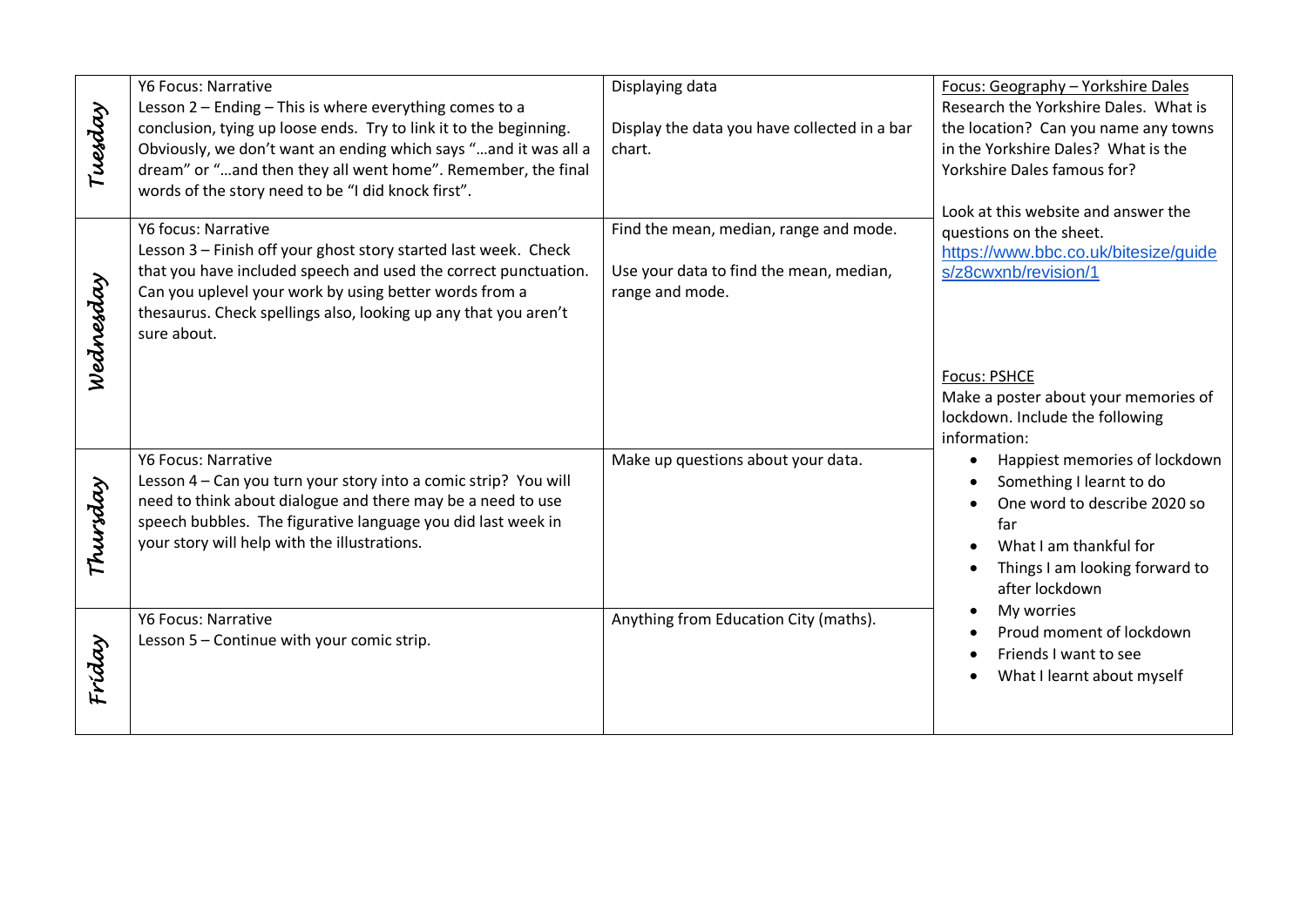| | | | |
|---|---|---|---|
| Tuesday | Y6 Focus: Narrative<br>Lesson 2 – Ending – This is where everything comes to a conclusion, tying up loose ends. Try to link it to the beginning. Obviously, we don't want an ending which says "…and it was all a dream" or "…and then they all went home". Remember, the final words of the story need to be "I did knock first". | Displaying data<br><br>Display the data you have collected in a bar chart. | <u>Focus: Geography – Yorkshire Dales</u><br>Research the Yorkshire Dales. What is the location? Can you name any towns in the Yorkshire Dales? What is the Yorkshire Dales famous for?<br><br>Look at this website and answer the questions on the sheet.<br>https://www.bbc.co.uk/bitesize/guides/z8cwxnb/revision/1<br><br><u>Focus: PSHCE</u><br>Make a poster about your memories of lockdown. Include the following information:<br>• Happiest memories of lockdown<br>• Something I learnt to do<br>• One word to describe 2020 so far<br>• What I am thankful for<br>• Things I am looking forward to after lockdown<br>• My worries<br>• Proud moment of lockdown<br>• Friends I want to see<br>• What I learnt about myself |
| Wednesday | Y6 focus: Narrative<br>Lesson 3 – Finish off your ghost story started last week. Check that you have included speech and used the correct punctuation. Can you uplevel your work by using better words from a thesaurus. Check spellings also, looking up any that you aren't sure about. | Find the mean, median, range and mode.<br><br>Use your data to find the mean, median, range and mode. | |
| Thursday | Y6 Focus: Narrative<br>Lesson 4 – Can you turn your story into a comic strip? You will need to think about dialogue and there may be a need to use speech bubbles. The figurative language you did last week in your story will help with the illustrations. | Make up questions about your data. | |
| Friday | Y6 Focus: Narrative<br>Lesson 5 – Continue with your comic strip. | Anything from Education City (maths). | |